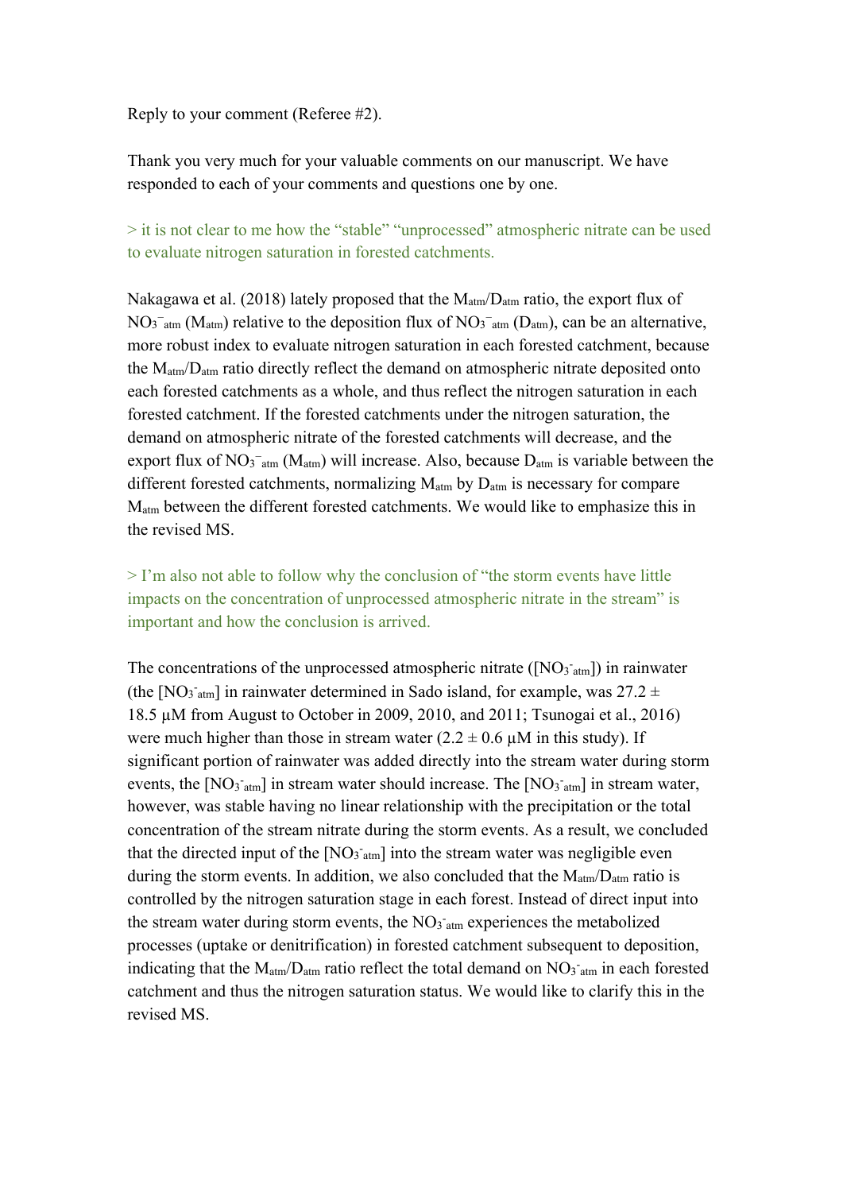Reply to your comment (Referee #2).

Thank you very much for your valuable comments on our manuscript. We have responded to each of your comments and questions one by one.

> it is not clear to me how the "stable" "unprocessed" atmospheric nitrate can be used to evaluate nitrogen saturation in forested catchments.

Nakagawa et al. (2018) lately proposed that the $M_{atm}/D_{atm}$ ratio, the export flux of $NO_3^-{}_{atm}$ ($M_{atm}$) relative to the deposition flux of $NO_3^-{}_{atm}$ ($D_{atm}$), can be an alternative, more robust index to evaluate nitrogen saturation in each forested catchment, because the $M_{atm}/D_{atm}$ ratio directly reflect the demand on atmospheric nitrate deposited onto each forested catchments as a whole, and thus reflect the nitrogen saturation in each forested catchment. If the forested catchments under the nitrogen saturation, the demand on atmospheric nitrate of the forested catchments will decrease, and the export flux of $NO_3^-{}_{atm}$ ($M_{atm}$) will increase. Also, because $D_{atm}$ is variable between the different forested catchments, normalizing $M_{atm}$ by $D_{atm}$ is necessary for compare $M_{atm}$ between the different forested catchments. We would like to emphasize this in the revised MS.

> I'm also not able to follow why the conclusion of "the storm events have little impacts on the concentration of unprocessed atmospheric nitrate in the stream" is important and how the conclusion is arrived.

The concentrations of the unprocessed atmospheric nitrate ($[NO_3^-{}_{atm}]$) in rainwater (the $[NO_3^-{}_{atm}]$ in rainwater determined in Sado island, for example, was $27.2 \pm 18.5$ μM from August to October in 2009, 2010, and 2011; Tsunogai et al., 2016) were much higher than those in stream water ($2.2 \pm 0.6$ μM in this study). If significant portion of rainwater was added directly into the stream water during storm events, the $[NO_3^-{}_{atm}]$ in stream water should increase. The $[NO_3^-{}_{atm}]$ in stream water, however, was stable having no linear relationship with the precipitation or the total concentration of the stream nitrate during the storm events. As a result, we concluded that the directed input of the $[NO_3^-{}_{atm}]$ into the stream water was negligible even during the storm events. In addition, we also concluded that the $M_{atm}/D_{atm}$ ratio is controlled by the nitrogen saturation stage in each forest. Instead of direct input into the stream water during storm events, the $NO_3^-{}_{atm}$ experiences the metabolized processes (uptake or denitrification) in forested catchment subsequent to deposition, indicating that the $M_{atm}/D_{atm}$ ratio reflect the total demand on $NO_3^-{}_{atm}$ in each forested catchment and thus the nitrogen saturation status. We would like to clarify this in the revised MS.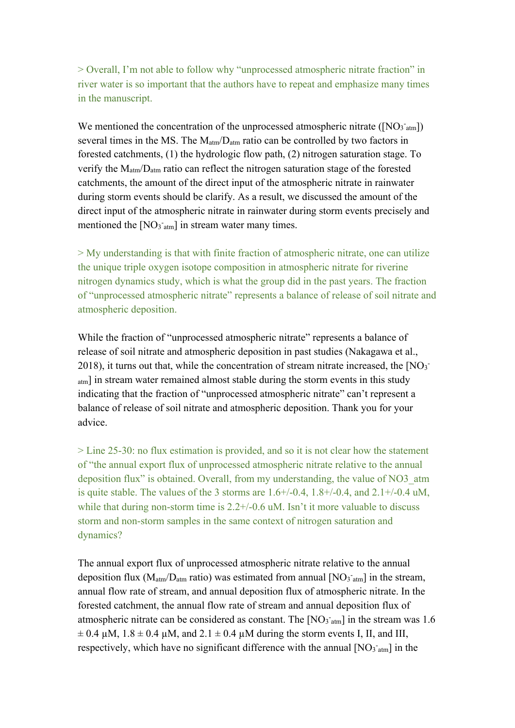> Overall, I'm not able to follow why "unprocessed atmospheric nitrate fraction" in river water is so important that the authors have to repeat and emphasize many times in the manuscript.

We mentioned the concentration of the unprocessed atmospheric nitrate ($[NO_3^-{}_{atm}]$) several times in the MS. The $M_{atm}/D_{atm}$ ratio can be controlled by two factors in forested catchments, (1) the hydrologic flow path, (2) nitrogen saturation stage. To verify the $M_{atm}/D_{atm}$ ratio can reflect the nitrogen saturation stage of the forested catchments, the amount of the direct input of the atmospheric nitrate in rainwater during storm events should be clarify. As a result, we discussed the amount of the direct input of the atmospheric nitrate in rainwater during storm events precisely and mentioned the $[NO_3^-{}_{atm}]$ in stream water many times.

> My understanding is that with finite fraction of atmospheric nitrate, one can utilize the unique triple oxygen isotope composition in atmospheric nitrate for riverine nitrogen dynamics study, which is what the group did in the past years. The fraction of "unprocessed atmospheric nitrate" represents a balance of release of soil nitrate and atmospheric deposition.

While the fraction of "unprocessed atmospheric nitrate" represents a balance of release of soil nitrate and atmospheric deposition in past studies (Nakagawa et al., 2018), it turns out that, while the concentration of stream nitrate increased, the $[NO_3^-{}_{atm}]$ in stream water remained almost stable during the storm events in this study indicating that the fraction of "unprocessed atmospheric nitrate" can't represent a balance of release of soil nitrate and atmospheric deposition. Thank you for your advice.

> Line 25-30: no flux estimation is provided, and so it is not clear how the statement of "the annual export flux of unprocessed atmospheric nitrate relative to the annual deposition flux" is obtained. Overall, from my understanding, the value of NO3_atm is quite stable. The values of the 3 storms are 1.6+/-0.4, 1.8+/-0.4, and 2.1+/-0.4 uM, while that during non-storm time is 2.2+/-0.6 uM. Isn't it more valuable to discuss storm and non-storm samples in the same context of nitrogen saturation and dynamics?

The annual export flux of unprocessed atmospheric nitrate relative to the annual deposition flux ($M_{atm}/D_{atm}$ ratio) was estimated from annual $[NO_3^-{}_{atm}]$ in the stream, annual flow rate of stream, and annual deposition flux of atmospheric nitrate. In the forested catchment, the annual flow rate of stream and annual deposition flux of atmospheric nitrate can be considered as constant. The $[NO_3^-{}_{atm}]$ in the stream was $1.6 \pm 0.4$ μM, $1.8 \pm 0.4$ μM, and $2.1 \pm 0.4$ μM during the storm events I, II, and III, respectively, which have no significant difference with the annual $[NO_3^-{}_{atm}]$ in the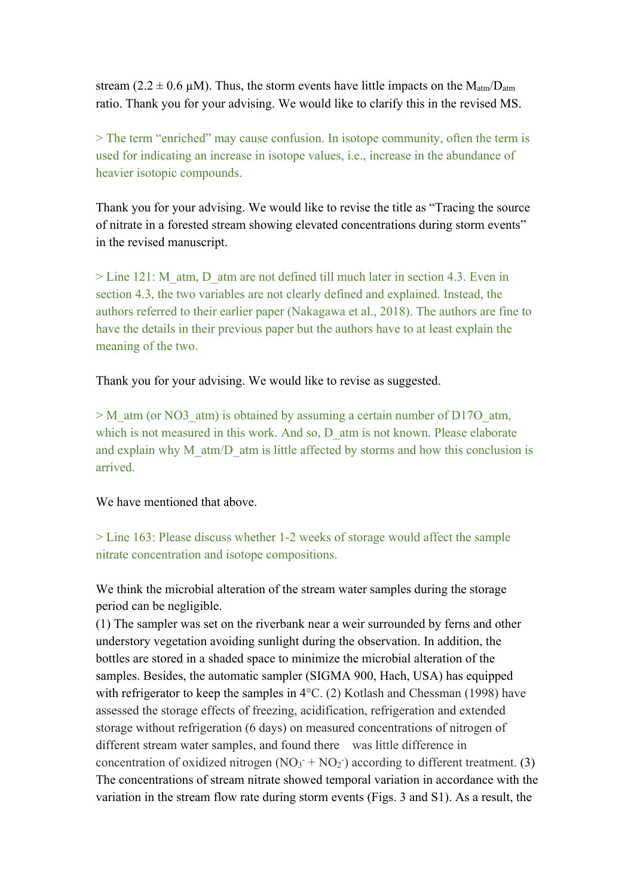stream (2.2 ± 0.6 μM). Thus, the storm events have little impacts on the $M_{atm}/D_{atm}$ ratio. Thank you for your advising. We would like to clarify this in the revised MS.

> The term "enriched" may cause confusion. In isotope community, often the term is used for indicating an increase in isotope values, i.e., increase in the abundance of heavier isotopic compounds.

Thank you for your advising. We would like to revise the title as "Tracing the source of nitrate in a forested stream showing elevated concentrations during storm events" in the revised manuscript.

> Line 121: M_atm, D_atm are not defined till much later in section 4.3. Even in section 4.3, the two variables are not clearly defined and explained. Instead, the authors referred to their earlier paper (Nakagawa et al., 2018). The authors are fine to have the details in their previous paper but the authors have to at least explain the meaning of the two.

Thank you for your advising. We would like to revise as suggested.

> M_atm (or NO3_atm) is obtained by assuming a certain number of D17O_atm, which is not measured in this work. And so, D_atm is not known. Please elaborate and explain why M_atm/D_atm is little affected by storms and how this conclusion is arrived.

We have mentioned that above.

> Line 163: Please discuss whether 1-2 weeks of storage would affect the sample nitrate concentration and isotope compositions.

We think the microbial alteration of the stream water samples during the storage period can be negligible.
(1) The sampler was set on the riverbank near a weir surrounded by ferns and other understory vegetation avoiding sunlight during the observation. In addition, the bottles are stored in a shaded space to minimize the microbial alteration of the samples. Besides, the automatic sampler (SIGMA 900, Hach, USA) has equipped with refrigerator to keep the samples in 4°C. (2) Kotlash and Chessman (1998) have assessed the storage effects of freezing, acidification, refrigeration and extended storage without refrigeration (6 days) on measured concentrations of nitrogen of different stream water samples, and found there was little difference in concentration of oxidized nitrogen ($NO_3^- + NO_2^-$) according to different treatment. (3) The concentrations of stream nitrate showed temporal variation in accordance with the variation in the stream flow rate during storm events (Figs. 3 and S1). As a result, the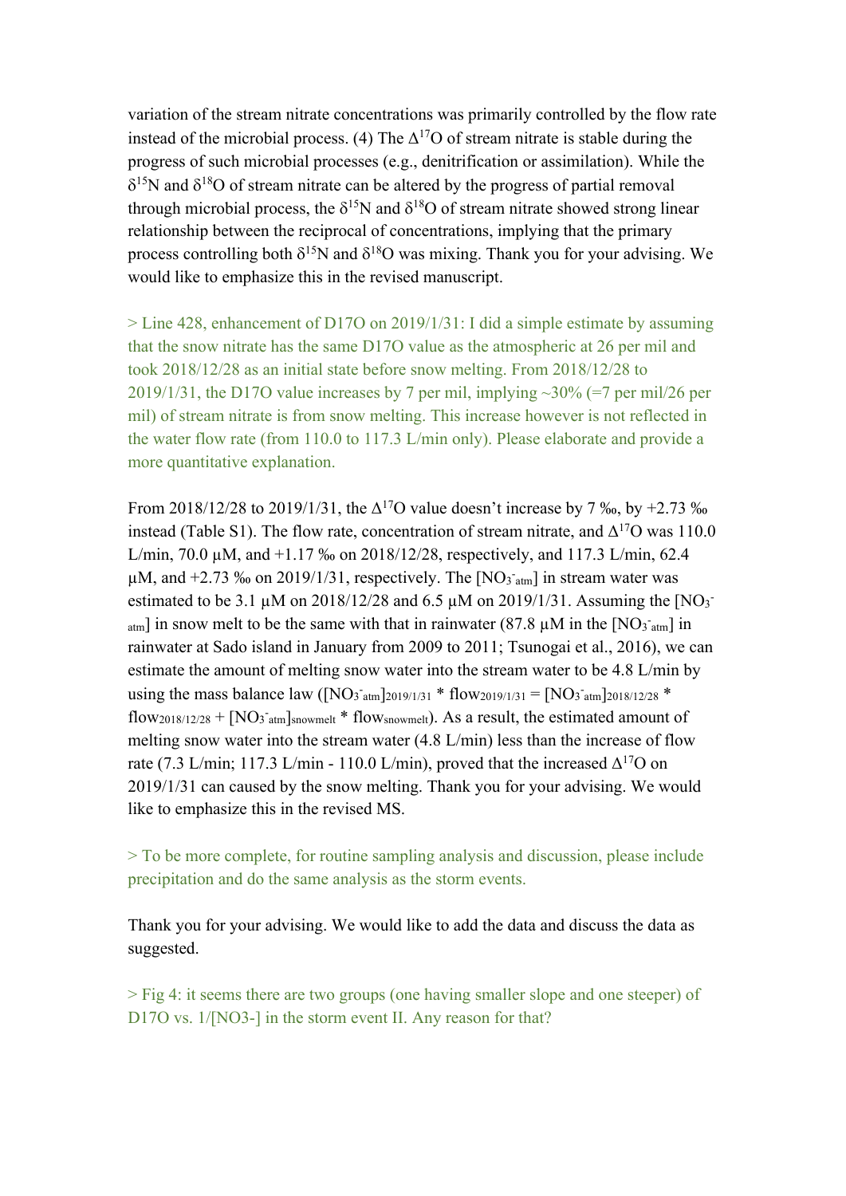variation of the stream nitrate concentrations was primarily controlled by the flow rate instead of the microbial process. (4) The $\Delta^{17}O$ of stream nitrate is stable during the progress of such microbial processes (e.g., denitrification or assimilation). While the $\delta^{15}N$ and $\delta^{18}O$ of stream nitrate can be altered by the progress of partial removal through microbial process, the $\delta^{15}N$ and $\delta^{18}O$ of stream nitrate showed strong linear relationship between the reciprocal of concentrations, implying that the primary process controlling both $\delta^{15}N$ and $\delta^{18}O$ was mixing. Thank you for your advising. We would like to emphasize this in the revised manuscript.

> Line 428, enhancement of D17O on 2019/1/31: I did a simple estimate by assuming that the snow nitrate has the same D17O value as the atmospheric at 26 per mil and took 2018/12/28 as an initial state before snow melting. From 2018/12/28 to 2019/1/31, the D17O value increases by 7 per mil, implying ~30% (=7 per mil/26 per mil) of stream nitrate is from snow melting. This increase however is not reflected in the water flow rate (from 110.0 to 117.3 L/min only). Please elaborate and provide a more quantitative explanation.

From 2018/12/28 to 2019/1/31, the $\Delta^{17}O$ value doesn't increase by 7 ‰, by +2.73 ‰ instead (Table S1). The flow rate, concentration of stream nitrate, and $\Delta^{17}O$ was 110.0 L/min, 70.0 µM, and +1.17 ‰ on 2018/12/28, respectively, and 117.3 L/min, 62.4 µM, and +2.73 ‰ on 2019/1/31, respectively. The $[NO_3^-{}_{atm}]$ in stream water was estimated to be 3.1 µM on 2018/12/28 and 6.5 µM on 2019/1/31. Assuming the $[NO_3^-{}_{atm}]$ in snow melt to be the same with that in rainwater (87.8 µM in the $[NO_3^-{}_{atm}]$ in rainwater at Sado island in January from 2009 to 2011; Tsunogai et al., 2016), we can estimate the amount of melting snow water into the stream water to be 4.8 L/min by using the mass balance law ($[NO_3^-{}_{atm}]_{2019/1/31}$ * $flow_{2019/1/31}$ = $[NO_3^-{}_{atm}]_{2018/12/28}$ * $flow_{2018/12/28}$ + $[NO_3^-{}_{atm}]_{snowmelt}$ * $flow_{snowmelt}$). As a result, the estimated amount of melting snow water into the stream water (4.8 L/min) less than the increase of flow rate (7.3 L/min; 117.3 L/min - 110.0 L/min), proved that the increased $\Delta^{17}O$ on 2019/1/31 can caused by the snow melting. Thank you for your advising. We would like to emphasize this in the revised MS.

> To be more complete, for routine sampling analysis and discussion, please include precipitation and do the same analysis as the storm events.

Thank you for your advising. We would like to add the data and discuss the data as suggested.

> Fig 4: it seems there are two groups (one having smaller slope and one steeper) of D17O vs. 1/[NO3-] in the storm event II. Any reason for that?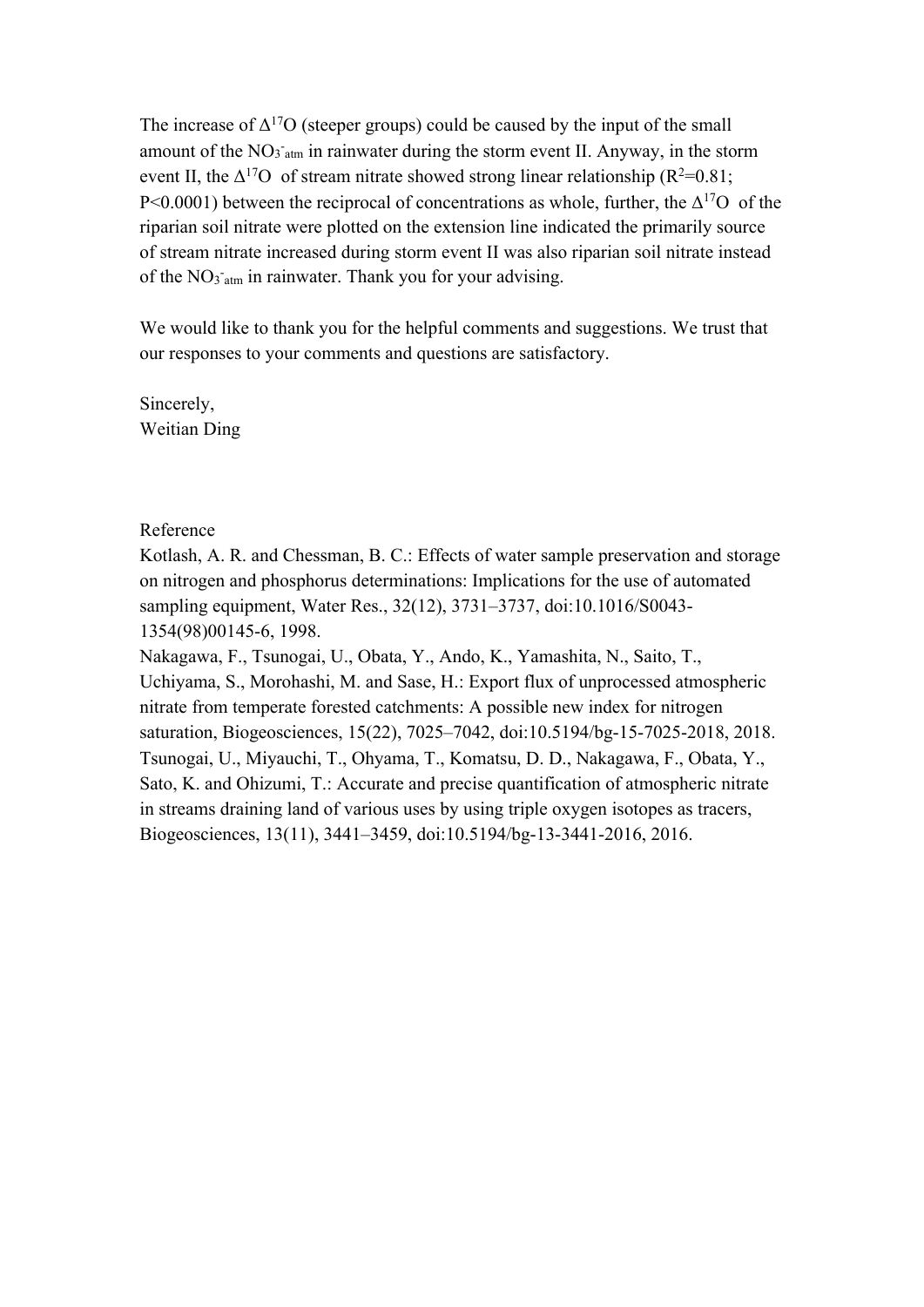The increase of $\Delta^{17}O$ (steeper groups) could be caused by the input of the small amount of the $NO_3^-{}_{atm}$ in rainwater during the storm event II. Anyway, in the storm event II, the $\Delta^{17}O$ of stream nitrate showed strong linear relationship ($R^2$=0.81; P<0.0001) between the reciprocal of concentrations as whole, further, the $\Delta^{17}O$ of the riparian soil nitrate were plotted on the extension line indicated the primarily source of stream nitrate increased during storm event II was also riparian soil nitrate instead of the $NO_3^-{}_{atm}$ in rainwater. Thank you for your advising.

We would like to thank you for the helpful comments and suggestions. We trust that our responses to your comments and questions are satisfactory.

Sincerely,
Weitian Ding

Reference

Kotlash, A. R. and Chessman, B. C.: Effects of water sample preservation and storage on nitrogen and phosphorus determinations: Implications for the use of automated sampling equipment, Water Res., 32(12), 3731–3737, doi:10.1016/S0043-1354(98)00145-6, 1998.

Nakagawa, F., Tsunogai, U., Obata, Y., Ando, K., Yamashita, N., Saito, T., Uchiyama, S., Morohashi, M. and Sase, H.: Export flux of unprocessed atmospheric nitrate from temperate forested catchments: A possible new index for nitrogen saturation, Biogeosciences, 15(22), 7025–7042, doi:10.5194/bg-15-7025-2018, 2018.

Tsunogai, U., Miyauchi, T., Ohyama, T., Komatsu, D. D., Nakagawa, F., Obata, Y., Sato, K. and Ohizumi, T.: Accurate and precise quantification of atmospheric nitrate in streams draining land of various uses by using triple oxygen isotopes as tracers, Biogeosciences, 13(11), 3441–3459, doi:10.5194/bg-13-3441-2016, 2016.